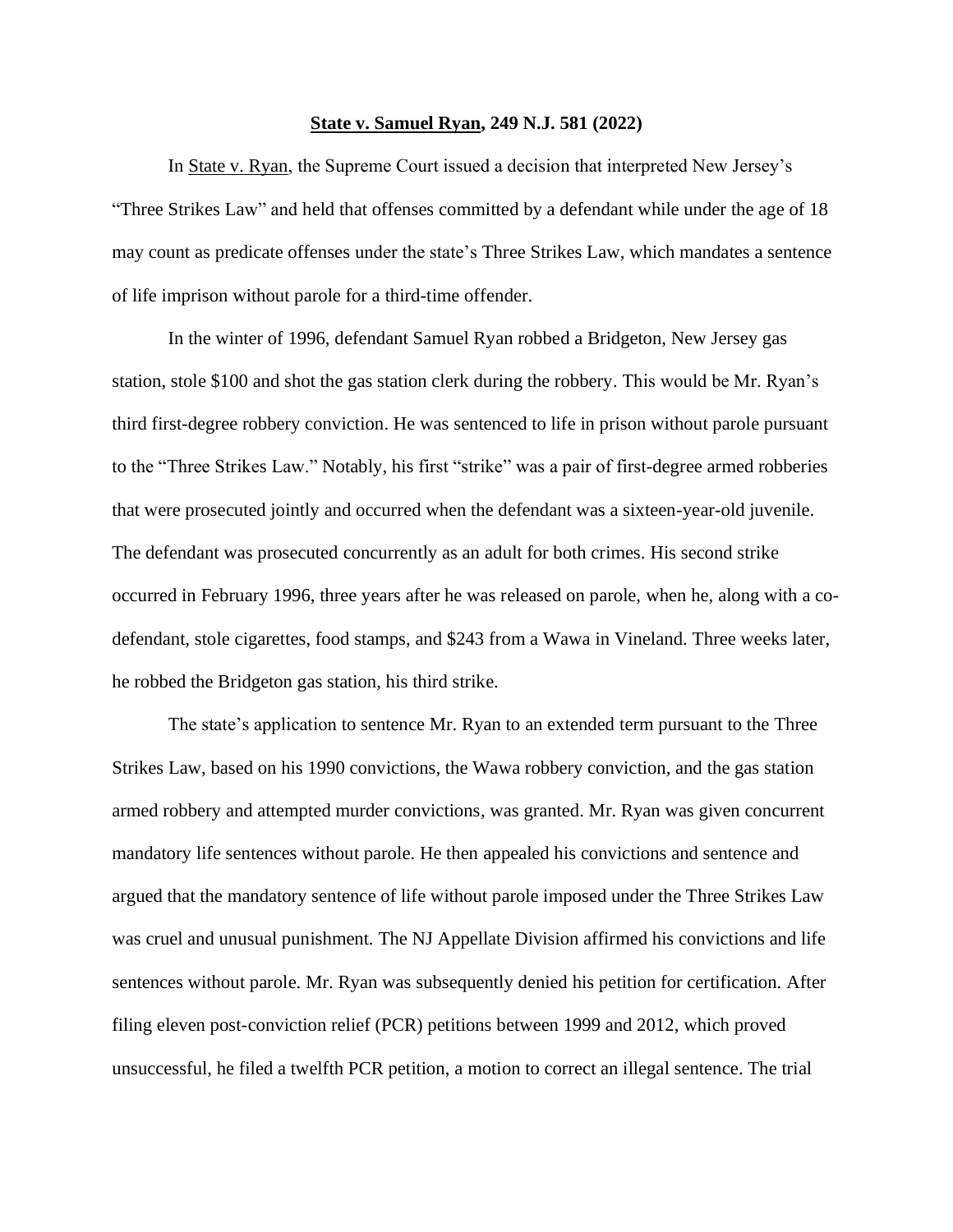**<u>State v. Samuel Ryan</u>, 249 N.J. 581 (2022)**

In <u>State v. Ryan</u>, the Supreme Court issued a decision that interpreted New Jersey's "Three Strikes Law" and held that offenses committed by a defendant while under the age of 18 may count as predicate offenses under the state's Three Strikes Law, which mandates a sentence of life imprison without parole for a third-time offender.

In the winter of 1996, defendant Samuel Ryan robbed a Bridgeton, New Jersey gas station, stole $100 and shot the gas station clerk during the robbery. This would be Mr. Ryan's third first-degree robbery conviction. He was sentenced to life in prison without parole pursuant to the "Three Strikes Law." Notably, his first "strike" was a pair of first-degree armed robberies that were prosecuted jointly and occurred when the defendant was a sixteen-year-old juvenile. The defendant was prosecuted concurrently as an adult for both crimes. His second strike occurred in February 1996, three years after he was released on parole, when he, along with a co-defendant, stole cigarettes, food stamps, and $243 from a Wawa in Vineland. Three weeks later, he robbed the Bridgeton gas station, his third strike.

The state's application to sentence Mr. Ryan to an extended term pursuant to the Three Strikes Law, based on his 1990 convictions, the Wawa robbery conviction, and the gas station armed robbery and attempted murder convictions, was granted. Mr. Ryan was given concurrent mandatory life sentences without parole. He then appealed his convictions and sentence and argued that the mandatory sentence of life without parole imposed under the Three Strikes Law was cruel and unusual punishment. The NJ Appellate Division affirmed his convictions and life sentences without parole. Mr. Ryan was subsequently denied his petition for certification. After filing eleven post-conviction relief (PCR) petitions between 1999 and 2012, which proved unsuccessful, he filed a twelfth PCR petition, a motion to correct an illegal sentence. The trial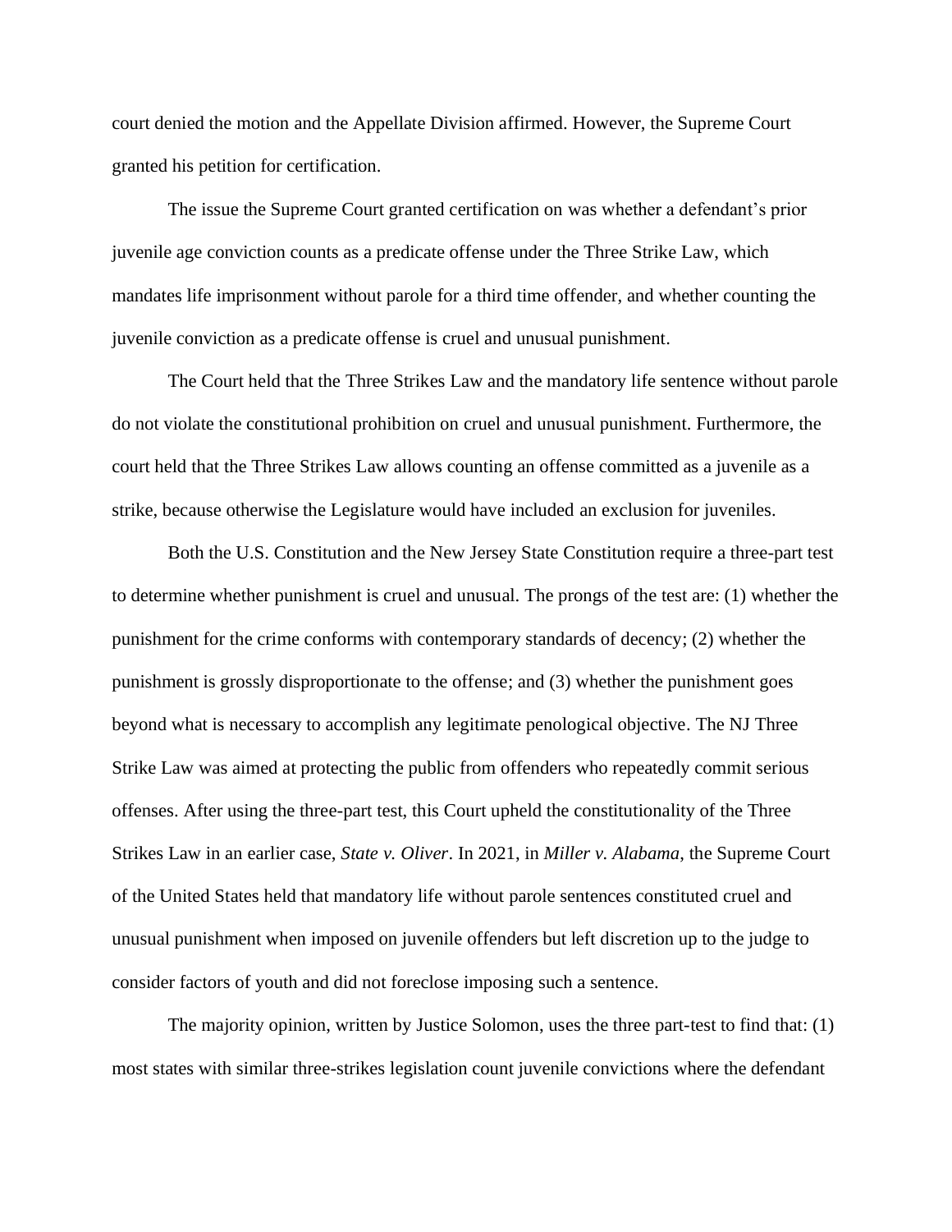court denied the motion and the Appellate Division affirmed. However, the Supreme Court granted his petition for certification.

The issue the Supreme Court granted certification on was whether a defendant's prior juvenile age conviction counts as a predicate offense under the Three Strike Law, which mandates life imprisonment without parole for a third time offender, and whether counting the juvenile conviction as a predicate offense is cruel and unusual punishment.

The Court held that the Three Strikes Law and the mandatory life sentence without parole do not violate the constitutional prohibition on cruel and unusual punishment. Furthermore, the court held that the Three Strikes Law allows counting an offense committed as a juvenile as a strike, because otherwise the Legislature would have included an exclusion for juveniles.

Both the U.S. Constitution and the New Jersey State Constitution require a three-part test to determine whether punishment is cruel and unusual. The prongs of the test are: (1) whether the punishment for the crime conforms with contemporary standards of decency; (2) whether the punishment is grossly disproportionate to the offense; and (3) whether the punishment goes beyond what is necessary to accomplish any legitimate penological objective. The NJ Three Strike Law was aimed at protecting the public from offenders who repeatedly commit serious offenses. After using the three-part test, this Court upheld the constitutionality of the Three Strikes Law in an earlier case, *State v. Oliver*. In 2021, in *Miller v. Alabama*, the Supreme Court of the United States held that mandatory life without parole sentences constituted cruel and unusual punishment when imposed on juvenile offenders but left discretion up to the judge to consider factors of youth and did not foreclose imposing such a sentence.

The majority opinion, written by Justice Solomon, uses the three part-test to find that: (1) most states with similar three-strikes legislation count juvenile convictions where the defendant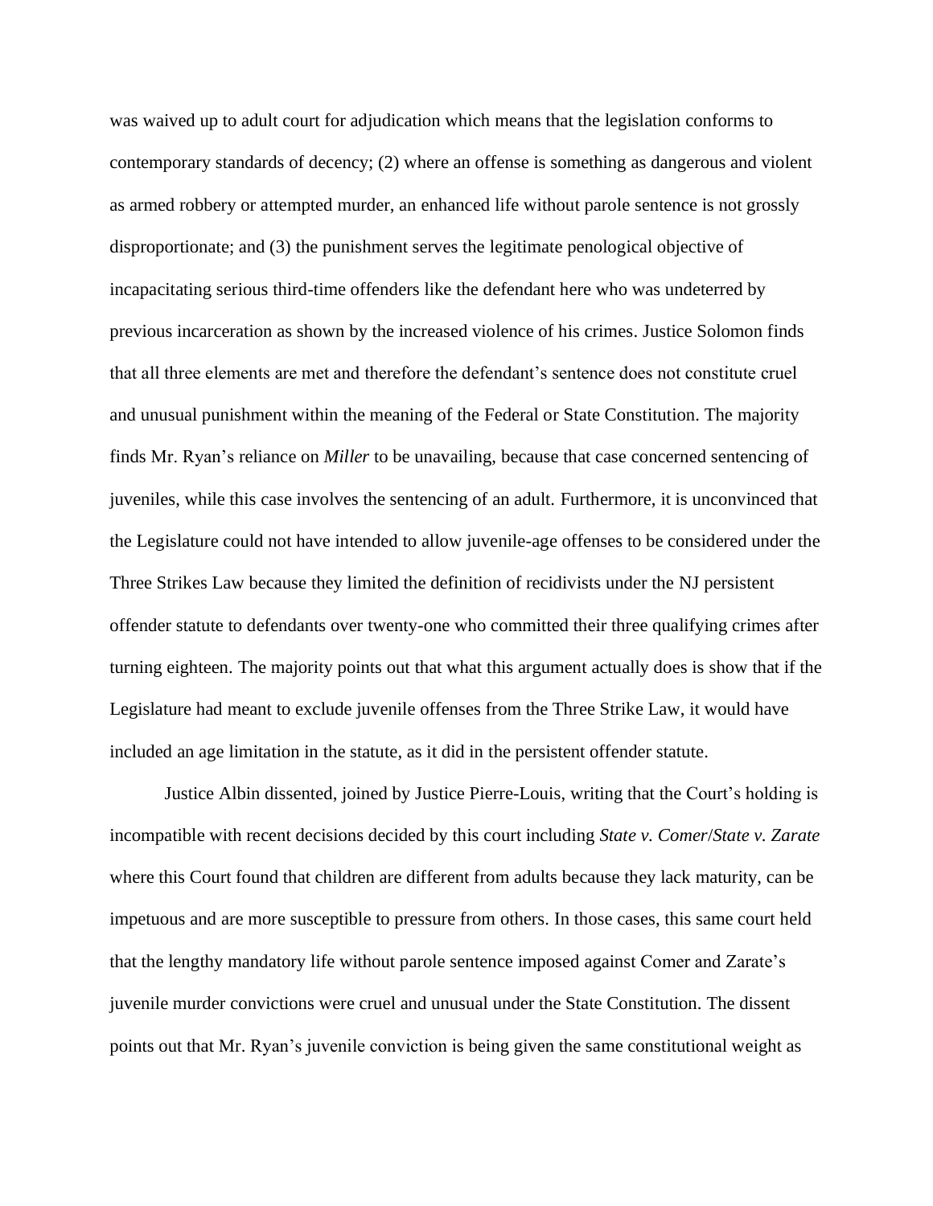was waived up to adult court for adjudication which means that the legislation conforms to contemporary standards of decency; (2) where an offense is something as dangerous and violent as armed robbery or attempted murder, an enhanced life without parole sentence is not grossly disproportionate; and (3) the punishment serves the legitimate penological objective of incapacitating serious third-time offenders like the defendant here who was undeterred by previous incarceration as shown by the increased violence of his crimes. Justice Solomon finds that all three elements are met and therefore the defendant's sentence does not constitute cruel and unusual punishment within the meaning of the Federal or State Constitution. The majority finds Mr. Ryan's reliance on *Miller* to be unavailing, because that case concerned sentencing of juveniles, while this case involves the sentencing of an adult. Furthermore, it is unconvinced that the Legislature could not have intended to allow juvenile-age offenses to be considered under the Three Strikes Law because they limited the definition of recidivists under the NJ persistent offender statute to defendants over twenty-one who committed their three qualifying crimes after turning eighteen. The majority points out that what this argument actually does is show that if the Legislature had meant to exclude juvenile offenses from the Three Strike Law, it would have included an age limitation in the statute, as it did in the persistent offender statute.

Justice Albin dissented, joined by Justice Pierre-Louis, writing that the Court's holding is incompatible with recent decisions decided by this court including *State v. Comer*/*State v. Zarate* where this Court found that children are different from adults because they lack maturity, can be impetuous and are more susceptible to pressure from others. In those cases, this same court held that the lengthy mandatory life without parole sentence imposed against Comer and Zarate's juvenile murder convictions were cruel and unusual under the State Constitution. The dissent points out that Mr. Ryan's juvenile conviction is being given the same constitutional weight as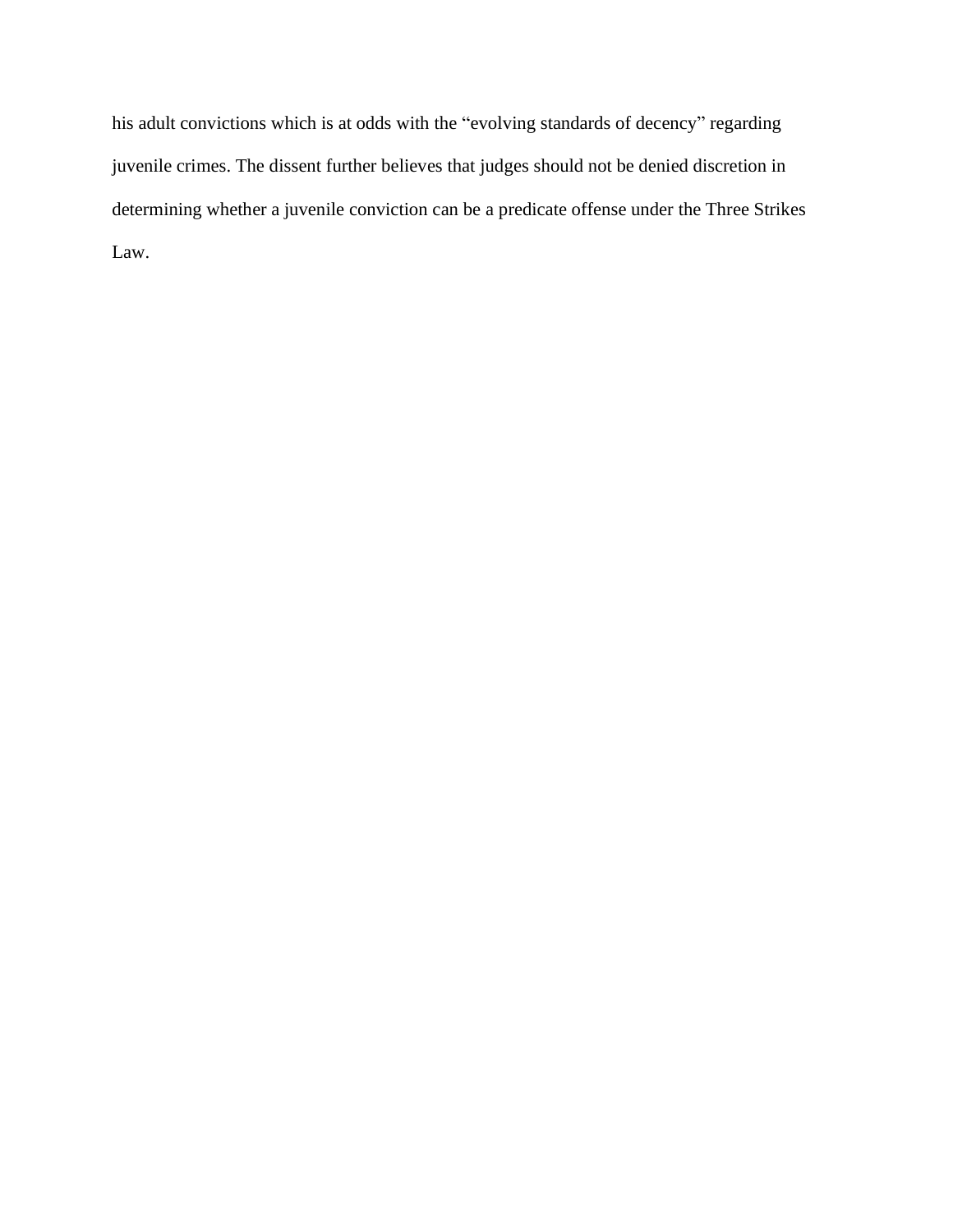his adult convictions which is at odds with the "evolving standards of decency" regarding juvenile crimes. The dissent further believes that judges should not be denied discretion in determining whether a juvenile conviction can be a predicate offense under the Three Strikes Law.